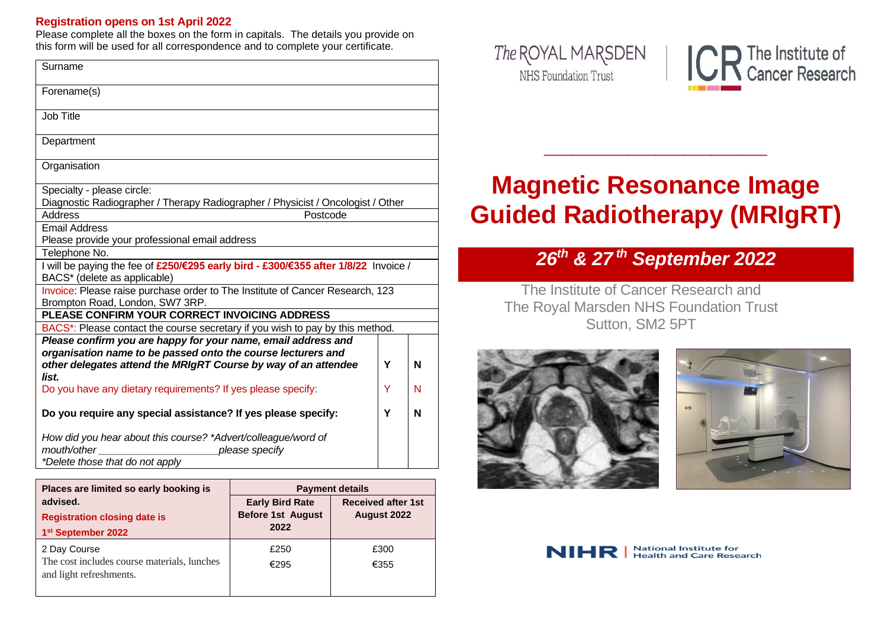**Registration opens on 1st April 2022**

Please complete all the boxes on the form in capitals. The details you provide on this form will be used for all correspondence and to complete your certificate.

| | | |
|---|---|---|
| Surname | | |
| Forename(s) | | |
| Job Title | | |
| Department | | |
| Organisation | | |
| Specialty - please circle: Diagnostic Radiographer / Therapy Radiographer / Physicist / Oncologist / Other | | |
| Address Postcode | | |
| Email Address Please provide your professional email address | | |
| Telephone No. | | |
| I will be paying the fee of **£250/€295 early bird - £300/€355 after 1/8/22** Invoice / BACS* (delete as applicable) | | |
| Invoice: Please raise purchase order to The Institute of Cancer Research, 123 Brompton Road, London, SW7 3RP. | | |
| **PLEASE CONFIRM YOUR CORRECT INVOICING ADDRESS** | | |
| BACS*: Please contact the course secretary if you wish to pay by this method. | | |
| ***Please confirm you are happy for your name, email address and organisation name to be passed onto the course lecturers and other delegates attend the MRIgRT Course by way of an attendee list.*** | **Y** | **N** |
| Do you have any dietary requirements? If yes please specify: | Y | N |
| **Do you require any special assistance? If yes please specify:** | **Y** | **N** |
| *How did you hear about this course? *Advert/colleague/word of mouth/other \_\_\_\_\_\_\_\_\_\_\_\_\_\_\_\_\_\_\_\_\_please specify* *\*Delete those that do not apply* | | |

| **Places are limited so early booking is advised.** **Registration closing date is 1st September 2022** | **Payment details** | |
|---|---|---|
| | **Early Bird Rate Before 1st August 2022** | **Received after 1st August 2022** |
| 2 Day Course The cost includes course materials, lunches and light refreshments. | £250 €295 | £300 €355 |

The ROYAL MARSDEN NHS Foundation Trust

ICR The Institute of Cancer Research

# Magnetic Resonance Image Guided Radiotherapy (MRIgRT)

## 26th & 27th September 2022

The Institute of Cancer Research and The Royal Marsden NHS Foundation Trust Sutton, SM2 5PT

NIHR | National Institute for Health and Care Research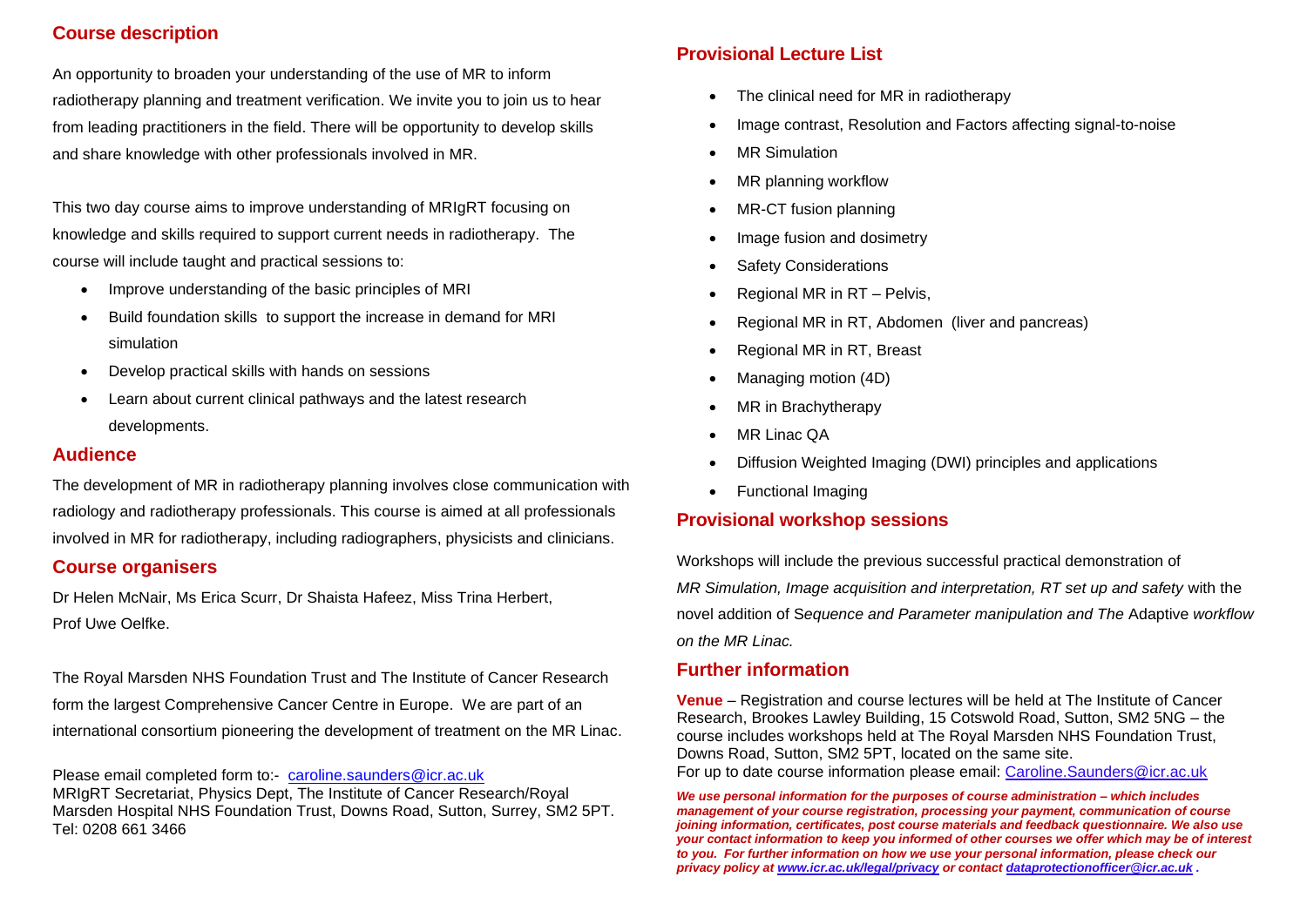## Course description

An opportunity to broaden your understanding of the use of MR to inform radiotherapy planning and treatment verification. We invite you to join us to hear from leading practitioners in the field. There will be opportunity to develop skills and share knowledge with other professionals involved in MR.

This two day course aims to improve understanding of MRIgRT focusing on knowledge and skills required to support current needs in radiotherapy. The course will include taught and practical sessions to:

- Improve understanding of the basic principles of MRI
- Build foundation skills to support the increase in demand for MRI simulation
- Develop practical skills with hands on sessions
- Learn about current clinical pathways and the latest research developments.

## Audience

The development of MR in radiotherapy planning involves close communication with radiology and radiotherapy professionals. This course is aimed at all professionals involved in MR for radiotherapy, including radiographers, physicists and clinicians.

## Course organisers

Dr Helen McNair, Ms Erica Scurr, Dr Shaista Hafeez, Miss Trina Herbert, Prof Uwe Oelfke.

The Royal Marsden NHS Foundation Trust and The Institute of Cancer Research form the largest Comprehensive Cancer Centre in Europe. We are part of an international consortium pioneering the development of treatment on the MR Linac.

Please email completed form to:- caroline.saunders@icr.ac.uk
MRIgRT Secretariat, Physics Dept, The Institute of Cancer Research/Royal Marsden Hospital NHS Foundation Trust, Downs Road, Sutton, Surrey, SM2 5PT.
Tel: 0208 661 3466

## Provisional Lecture List

- The clinical need for MR in radiotherapy
- Image contrast, Resolution and Factors affecting signal-to-noise
- MR Simulation
- MR planning workflow
- MR-CT fusion planning
- Image fusion and dosimetry
- Safety Considerations
- Regional MR in RT – Pelvis,
- Regional MR in RT, Abdomen (liver and pancreas)
- Regional MR in RT, Breast
- Managing motion (4D)
- MR in Brachytherapy
- MR Linac QA
- Diffusion Weighted Imaging (DWI) principles and applications
- Functional Imaging

## Provisional workshop sessions

Workshops will include the previous successful practical demonstration of *MR Simulation, Image acquisition and interpretation, RT set up and safety* with the novel addition of S*equence and Parameter manipulation and The* Adaptive *workflow on the MR Linac.*

## Further information

**Venue** – Registration and course lectures will be held at The Institute of Cancer Research, Brookes Lawley Building, 15 Cotswold Road, Sutton, SM2 5NG – the course includes workshops held at The Royal Marsden NHS Foundation Trust, Downs Road, Sutton, SM2 5PT, located on the same site.
For up to date course information please email: Caroline.Saunders@icr.ac.uk

***We use personal information for the purposes of course administration – which includes management of your course registration, processing your payment, communication of course joining information, certificates, post course materials and feedback questionnaire. We also use your contact information to keep you informed of other courses we offer which may be of interest to you. For further information on how we use your personal information, please check our privacy policy at www.icr.ac.uk/legal/privacy or contact dataprotectionofficer@icr.ac.uk .***